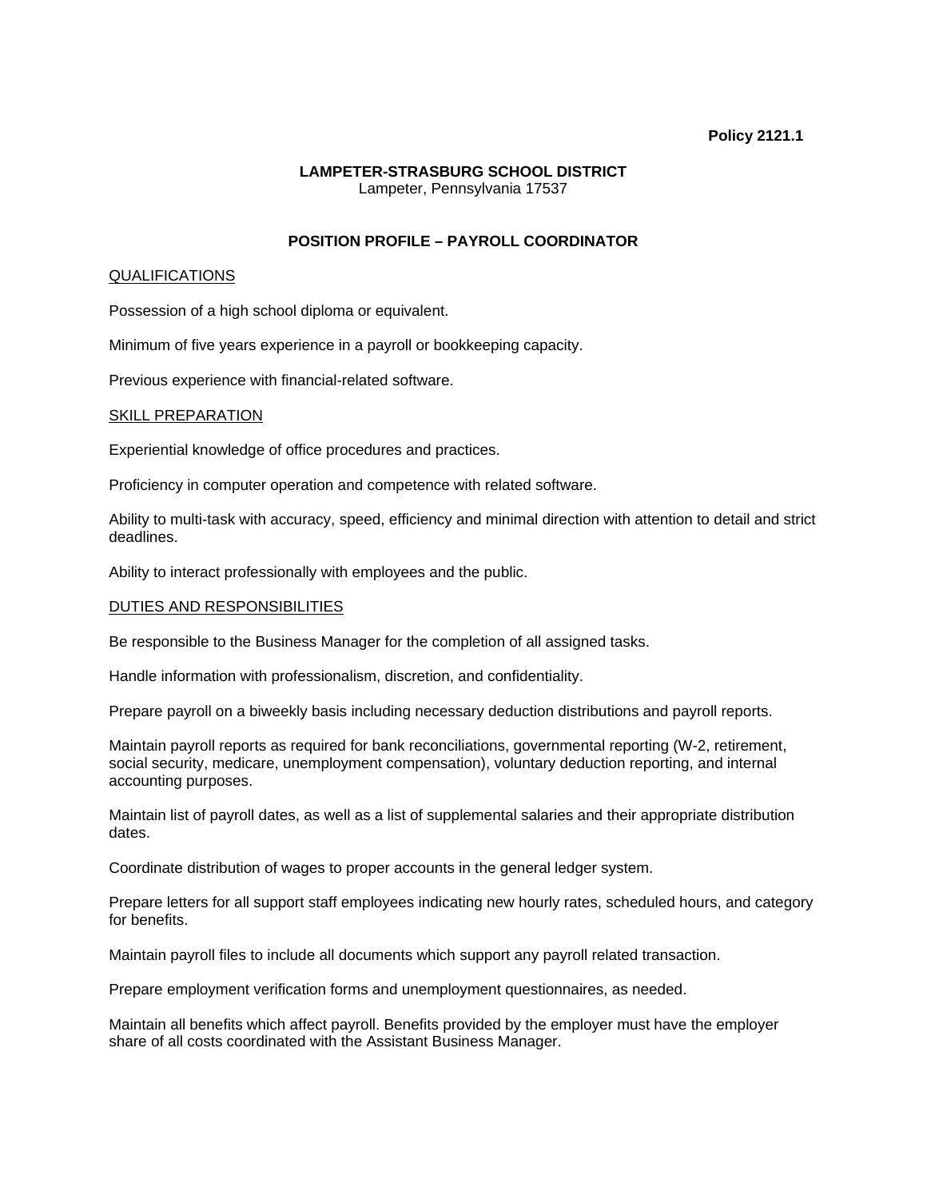**Policy 2121.1**

**LAMPETER-STRASBURG SCHOOL DISTRICT**
Lampeter, Pennsylvania 17537

## POSITION PROFILE – PAYROLL COORDINATOR

### QUALIFICATIONS

Possession of a high school diploma or equivalent.

Minimum of five years experience in a payroll or bookkeeping capacity.

Previous experience with financial-related software.

### SKILL PREPARATION

Experiential knowledge of office procedures and practices.

Proficiency in computer operation and competence with related software.

Ability to multi-task with accuracy, speed, efficiency and minimal direction with attention to detail and strict deadlines.

Ability to interact professionally with employees and the public.

### DUTIES AND RESPONSIBILITIES

Be responsible to the Business Manager for the completion of all assigned tasks.

Handle information with professionalism, discretion, and confidentiality.

Prepare payroll on a biweekly basis including necessary deduction distributions and payroll reports.

Maintain payroll reports as required for bank reconciliations, governmental reporting (W-2, retirement, social security, medicare, unemployment compensation), voluntary deduction reporting, and internal accounting purposes.

Maintain list of payroll dates, as well as a list of supplemental salaries and their appropriate distribution dates.

Coordinate distribution of wages to proper accounts in the general ledger system.

Prepare letters for all support staff employees indicating new hourly rates, scheduled hours, and category for benefits.

Maintain payroll files to include all documents which support any payroll related transaction.

Prepare employment verification forms and unemployment questionnaires, as needed.

Maintain all benefits which affect payroll. Benefits provided by the employer must have the employer share of all costs coordinated with the Assistant Business Manager.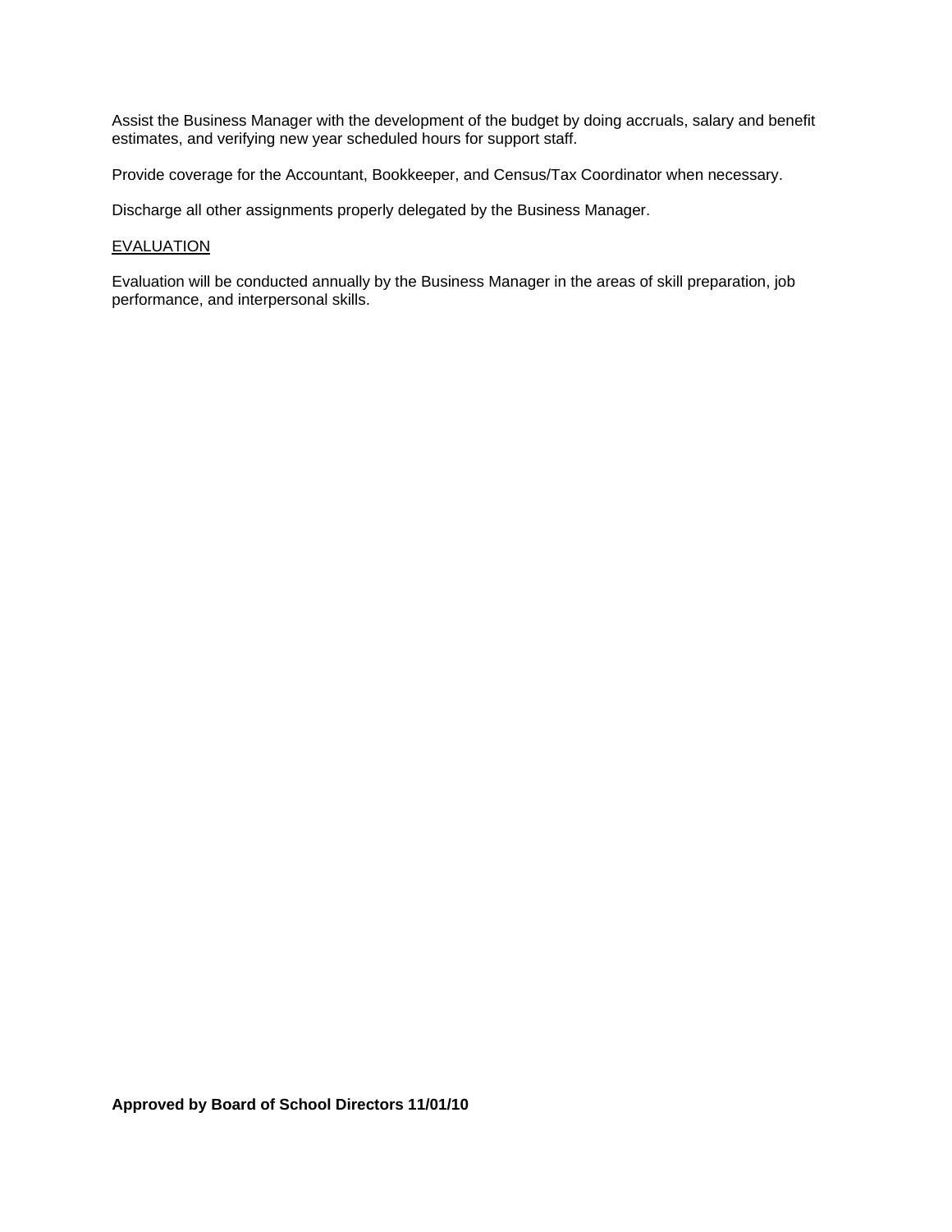Assist the Business Manager with the development of the budget by doing accruals, salary and benefit estimates, and verifying new year scheduled hours for support staff.

Provide coverage for the Accountant, Bookkeeper, and Census/Tax Coordinator when necessary.

Discharge all other assignments properly delegated by the Business Manager.

## EVALUATION

Evaluation will be conducted annually by the Business Manager in the areas of skill preparation, job performance, and interpersonal skills.

**Approved by Board of School Directors 11/01/10**